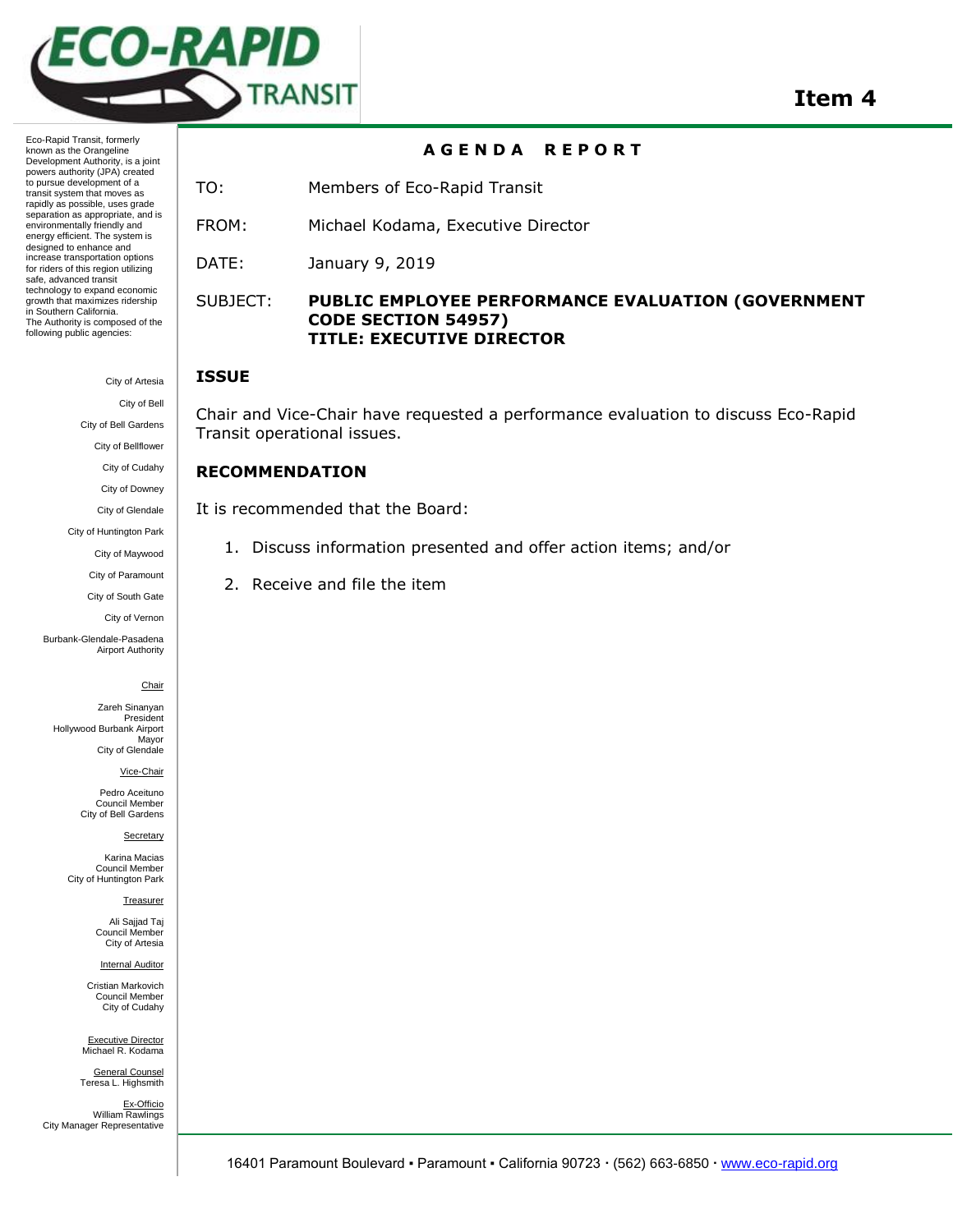# ECO-RAPID TRANSIT

**Item 4**

Eco-Rapid Transit, formerly known as the Orangeline Development Authority, is a joint powers authority (JPA) created to pursue development of a transit system that moves as rapidly as possible, uses grade separation as appropriate, and is environmentally friendly and energy efficient. The system is designed to enhance and increase transportation options for riders of this region utilizing safe, advanced transit technology to expand economic growth that maximizes ridership in Southern California. The Authority is composed of the following public agencies:

City of Artesia
City of Bell
City of Bell Gardens
City of Bellflower
City of Cudahy
City of Downey
City of Glendale
City of Huntington Park
City of Maywood
City of Paramount
City of South Gate
City of Vernon
Burbank-Glendale-Pasadena Airport Authority

Chair
Zareh Sinanyan
President
Hollywood Burbank Airport
Mayor
City of Glendale

Vice-Chair
Pedro Aceituno
Council Member
City of Bell Gardens

Secretary
Karina Macias
Council Member
City of Huntington Park

Treasurer
Ali Sajjad Taj
Council Member
City of Artesia

Internal Auditor
Cristian Markovich
Council Member
City of Cudahy

Executive Director
Michael R. Kodama

General Counsel
Teresa L. Highsmith

Ex-Officio
William Rawlings
City Manager Representative

## AGENDA REPORT

TO: Members of Eco-Rapid Transit

FROM: Michael Kodama, Executive Director

DATE: January 9, 2019

SUBJECT: **PUBLIC EMPLOYEE PERFORMANCE EVALUATION (GOVERNMENT CODE SECTION 54957)**
**TITLE: EXECUTIVE DIRECTOR**

### ISSUE

Chair and Vice-Chair have requested a performance evaluation to discuss Eco-Rapid Transit operational issues.

### RECOMMENDATION

It is recommended that the Board:

1. Discuss information presented and offer action items; and/or
2. Receive and file the item

16401 Paramount Boulevard ▪ Paramount ▪ California 90723 · (562) 663-6850 · www.eco-rapid.org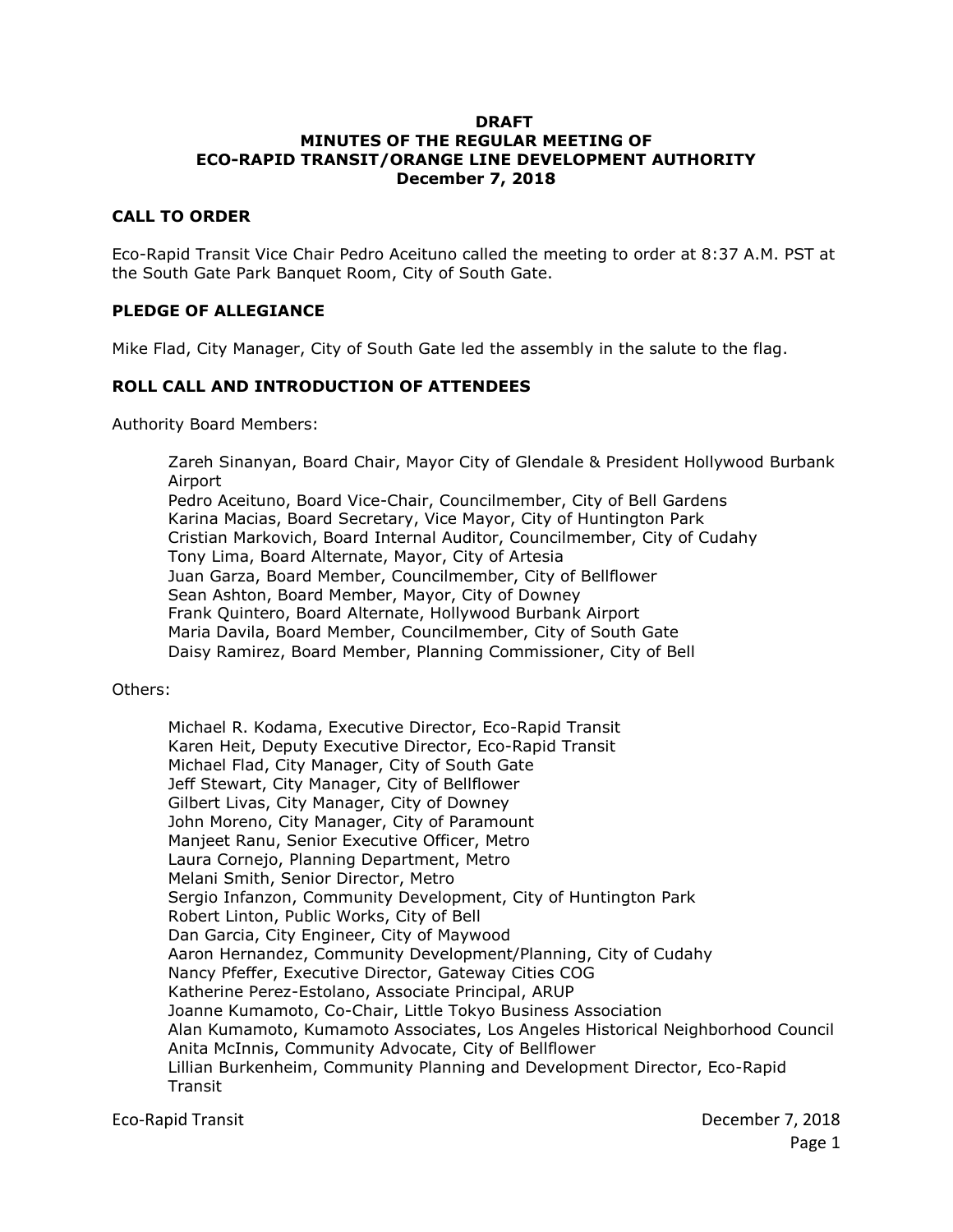**DRAFT**
**MINUTES OF THE REGULAR MEETING OF**
**ECO-RAPID TRANSIT/ORANGE LINE DEVELOPMENT AUTHORITY**
**December 7, 2018**

## CALL TO ORDER

Eco-Rapid Transit Vice Chair Pedro Aceituno called the meeting to order at 8:37 A.M. PST at the South Gate Park Banquet Room, City of South Gate.

## PLEDGE OF ALLEGIANCE

Mike Flad, City Manager, City of South Gate led the assembly in the salute to the flag.

## ROLL CALL AND INTRODUCTION OF ATTENDEES

Authority Board Members:

Zareh Sinanyan, Board Chair, Mayor City of Glendale & President Hollywood Burbank Airport
Pedro Aceituno, Board Vice-Chair, Councilmember, City of Bell Gardens
Karina Macias, Board Secretary, Vice Mayor, City of Huntington Park
Cristian Markovich, Board Internal Auditor, Councilmember, City of Cudahy
Tony Lima, Board Alternate, Mayor, City of Artesia
Juan Garza, Board Member, Councilmember, City of Bellflower
Sean Ashton, Board Member, Mayor, City of Downey
Frank Quintero, Board Alternate, Hollywood Burbank Airport
Maria Davila, Board Member, Councilmember, City of South Gate
Daisy Ramirez, Board Member, Planning Commissioner, City of Bell

Others:

Michael R. Kodama, Executive Director, Eco-Rapid Transit
Karen Heit, Deputy Executive Director, Eco-Rapid Transit
Michael Flad, City Manager, City of South Gate
Jeff Stewart, City Manager, City of Bellflower
Gilbert Livas, City Manager, City of Downey
John Moreno, City Manager, City of Paramount
Manjeet Ranu, Senior Executive Officer, Metro
Laura Cornejo, Planning Department, Metro
Melani Smith, Senior Director, Metro
Sergio Infanzon, Community Development, City of Huntington Park
Robert Linton, Public Works, City of Bell
Dan Garcia, City Engineer, City of Maywood
Aaron Hernandez, Community Development/Planning, City of Cudahy
Nancy Pfeffer, Executive Director, Gateway Cities COG
Katherine Perez-Estolano, Associate Principal, ARUP
Joanne Kumamoto, Co-Chair, Little Tokyo Business Association
Alan Kumamoto, Kumamoto Associates, Los Angeles Historical Neighborhood Council
Anita McInnis, Community Advocate, City of Bellflower
Lillian Burkenheim, Community Planning and Development Director, Eco-Rapid Transit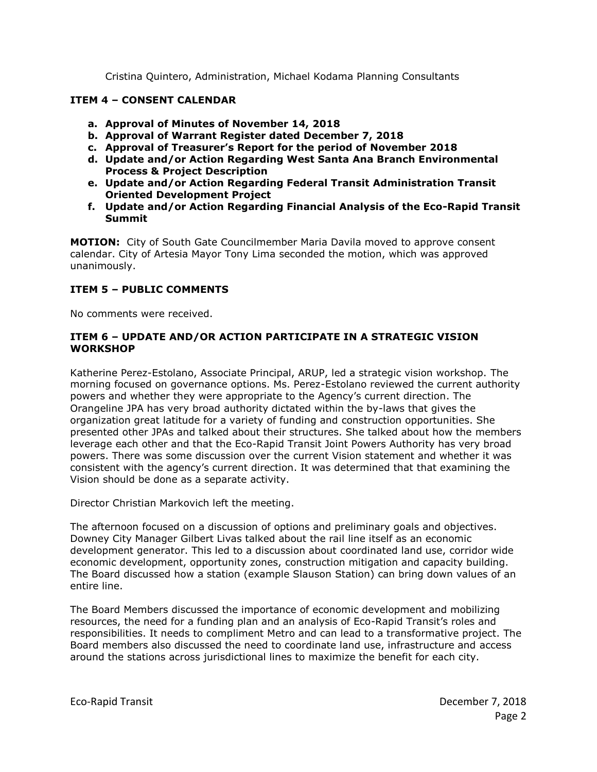Cristina Quintero, Administration, Michael Kodama Planning Consultants

**ITEM 4 – CONSENT CALENDAR**

- **a. Approval of Minutes of November 14, 2018**
- **b. Approval of Warrant Register dated December 7, 2018**
- **c. Approval of Treasurer's Report for the period of November 2018**
- **d. Update and/or Action Regarding West Santa Ana Branch Environmental Process & Project Description**
- **e. Update and/or Action Regarding Federal Transit Administration Transit Oriented Development Project**
- **f. Update and/or Action Regarding Financial Analysis of the Eco-Rapid Transit Summit**

**MOTION:** City of South Gate Councilmember Maria Davila moved to approve consent calendar. City of Artesia Mayor Tony Lima seconded the motion, which was approved unanimously.

**ITEM 5 – PUBLIC COMMENTS**

No comments were received.

**ITEM 6 – UPDATE AND/OR ACTION PARTICIPATE IN A STRATEGIC VISION WORKSHOP**

Katherine Perez-Estolano, Associate Principal, ARUP, led a strategic vision workshop. The morning focused on governance options. Ms. Perez-Estolano reviewed the current authority powers and whether they were appropriate to the Agency's current direction. The Orangeline JPA has very broad authority dictated within the by-laws that gives the organization great latitude for a variety of funding and construction opportunities. She presented other JPAs and talked about their structures. She talked about how the members leverage each other and that the Eco-Rapid Transit Joint Powers Authority has very broad powers. There was some discussion over the current Vision statement and whether it was consistent with the agency's current direction. It was determined that that examining the Vision should be done as a separate activity.

Director Christian Markovich left the meeting.

The afternoon focused on a discussion of options and preliminary goals and objectives. Downey City Manager Gilbert Livas talked about the rail line itself as an economic development generator. This led to a discussion about coordinated land use, corridor wide economic development, opportunity zones, construction mitigation and capacity building. The Board discussed how a station (example Slauson Station) can bring down values of an entire line.

The Board Members discussed the importance of economic development and mobilizing resources, the need for a funding plan and an analysis of Eco-Rapid Transit's roles and responsibilities. It needs to compliment Metro and can lead to a transformative project. The Board members also discussed the need to coordinate land use, infrastructure and access around the stations across jurisdictional lines to maximize the benefit for each city.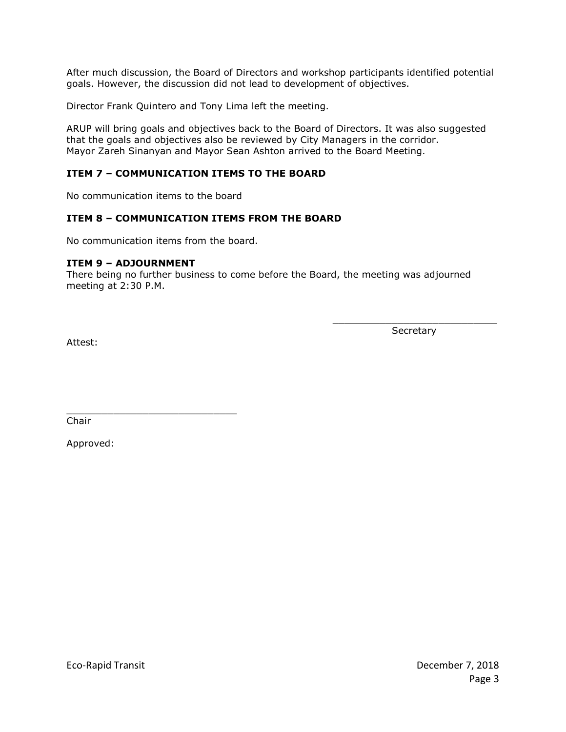After much discussion, the Board of Directors and workshop participants identified potential goals. However, the discussion did not lead to development of objectives.

Director Frank Quintero and Tony Lima left the meeting.

ARUP will bring goals and objectives back to the Board of Directors. It was also suggested that the goals and objectives also be reviewed by City Managers in the corridor.
Mayor Zareh Sinanyan and Mayor Sean Ashton arrived to the Board Meeting.

**ITEM 7 – COMMUNICATION ITEMS TO THE BOARD**

No communication items to the board

**ITEM 8 – COMMUNICATION ITEMS FROM THE BOARD**

No communication items from the board.

**ITEM 9 – ADJOURNMENT**
There being no further business to come before the Board, the meeting was adjourned meeting at 2:30 P.M.

\_\_\_\_\_\_\_\_\_\_\_\_\_\_\_\_\_\_\_\_\_\_\_\_\_\_\_\_
Secretary

Attest:

\_\_\_\_\_\_\_\_\_\_\_\_\_\_\_\_\_\_\_\_\_\_\_\_\_\_\_\_
Chair

Approved: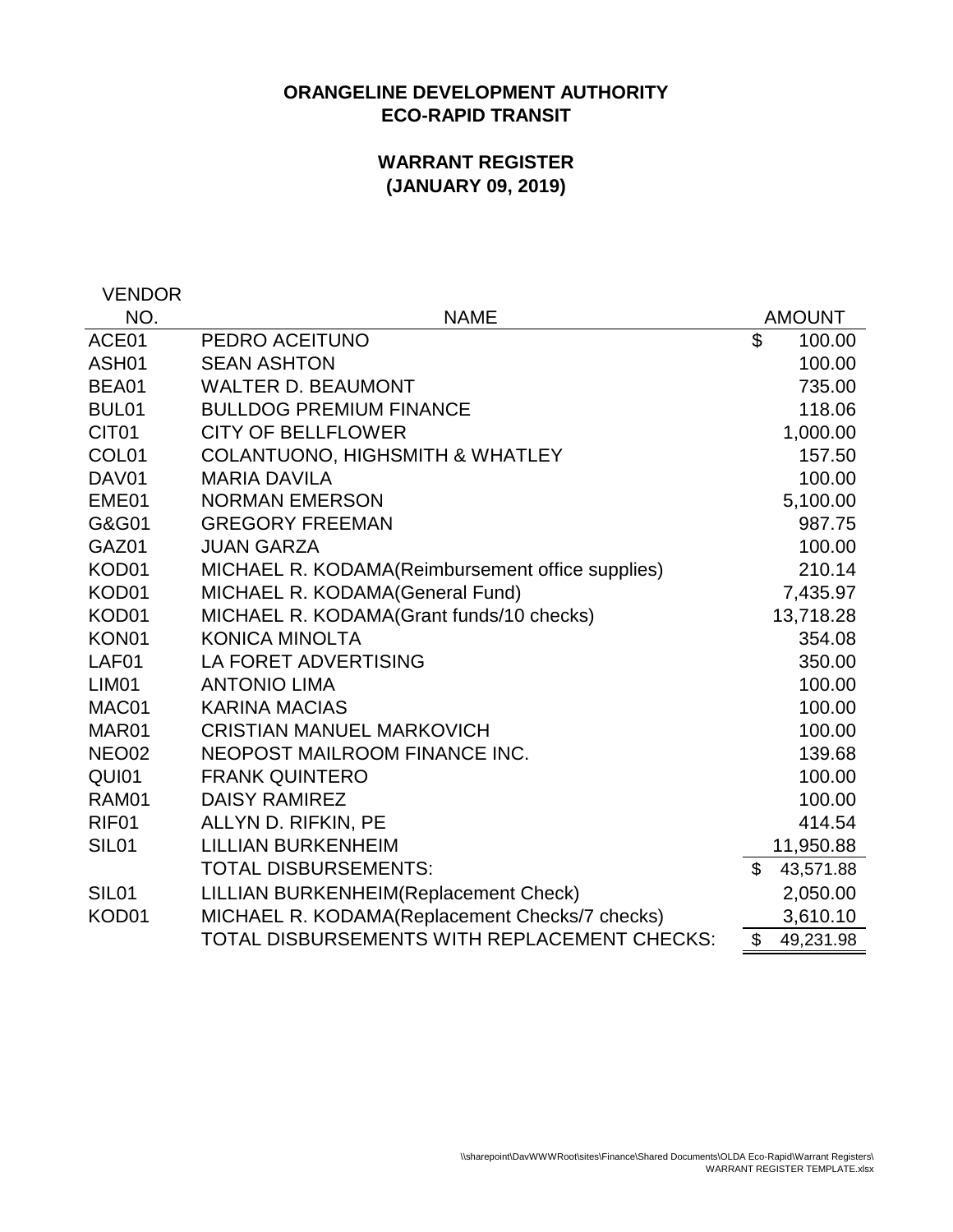# ORANGELINE DEVELOPMENT AUTHORITY
# ECO-RAPID TRANSIT

## WARRANT REGISTER
## (JANUARY 09, 2019)

| VENDOR NO. | NAME | AMOUNT |
|---|---|---|
| ACE01 | PEDRO ACEITUNO | $ 100.00 |
| ASH01 | SEAN ASHTON | 100.00 |
| BEA01 | WALTER D. BEAUMONT | 735.00 |
| BUL01 | BULLDOG PREMIUM FINANCE | 118.06 |
| CIT01 | CITY OF BELLFLOWER | 1,000.00 |
| COL01 | COLANTUONO, HIGHSMITH & WHATLEY | 157.50 |
| DAV01 | MARIA DAVILA | 100.00 |
| EME01 | NORMAN EMERSON | 5,100.00 |
| G&G01 | GREGORY FREEMAN | 987.75 |
| GAZ01 | JUAN GARZA | 100.00 |
| KOD01 | MICHAEL R. KODAMA(Reimbursement office supplies) | 210.14 |
| KOD01 | MICHAEL R. KODAMA(General Fund) | 7,435.97 |
| KOD01 | MICHAEL R. KODAMA(Grant funds/10 checks) | 13,718.28 |
| KON01 | KONICA MINOLTA | 354.08 |
| LAF01 | LA FORET ADVERTISING | 350.00 |
| LIM01 | ANTONIO LIMA | 100.00 |
| MAC01 | KARINA MACIAS | 100.00 |
| MAR01 | CRISTIAN MANUEL MARKOVICH | 100.00 |
| NEO02 | NEOPOST MAILROOM FINANCE INC. | 139.68 |
| QUI01 | FRANK QUINTERO | 100.00 |
| RAM01 | DAISY RAMIREZ | 100.00 |
| RIF01 | ALLYN D. RIFKIN, PE | 414.54 |
| SIL01 | LILLIAN BURKENHEIM | 11,950.88 |
| | TOTAL DISBURSEMENTS: | $ 43,571.88 |
| SIL01 | LILLIAN BURKENHEIM(Replacement Check) | 2,050.00 |
| KOD01 | MICHAEL R. KODAMA(Replacement Checks/7 checks) | 3,610.10 |
| | TOTAL DISBURSEMENTS WITH REPLACEMENT CHECKS: | $ 49,231.98 |

\\sharepoint\DavWWWRoot\sites\Finance\Shared Documents\OLDA Eco-Rapid\Warrant Registers\WARRANT REGISTER TEMPLATE.xlsx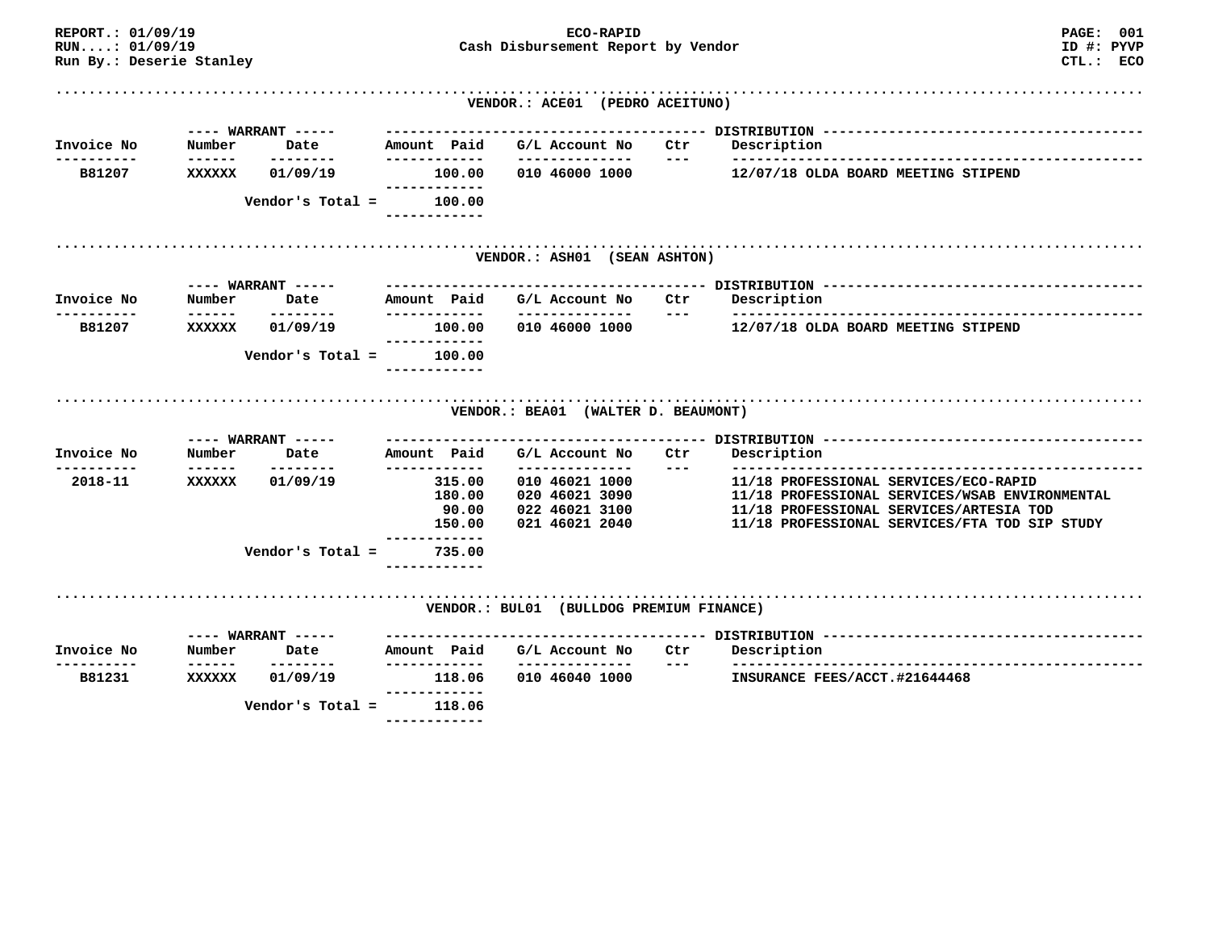REPORT.: 01/09/19
RUN....: 01/09/19
Run By.: Deserie Stanley

**ECO-RAPID**
**Cash Disbursement Report by Vendor**

PAGE: 001
ID #: PYVP
CTL.: ECO

## VENDOR.: ACE01 (PEDRO ACEITUNO)

| Invoice No | Warrant Number | Warrant Date | Amount Paid | G/L Account No | Ctr | Description |
|---|---|---|---|---|---|---|
| B81207 | XXXXXX | 01/09/19 | 100.00 | 010 46000 1000 | | 12/07/18 OLDA BOARD MEETING STIPEND |
| | | Vendor's Total = | 100.00 | | | |

## VENDOR.: ASH01 (SEAN ASHTON)

| Invoice No | Warrant Number | Warrant Date | Amount Paid | G/L Account No | Ctr | Description |
|---|---|---|---|---|---|---|
| B81207 | XXXXXX | 01/09/19 | 100.00 | 010 46000 1000 | | 12/07/18 OLDA BOARD MEETING STIPEND |
| | | Vendor's Total = | 100.00 | | | |

## VENDOR.: BEA01 (WALTER D. BEAUMONT)

| Invoice No | Warrant Number | Warrant Date | Amount Paid | G/L Account No | Ctr | Description |
|---|---|---|---|---|---|---|
| 2018-11 | XXXXXX | 01/09/19 | 315.00 | 010 46021 1000 | | 11/18 PROFESSIONAL SERVICES/ECO-RAPID |
| | | | 180.00 | 020 46021 3090 | | 11/18 PROFESSIONAL SERVICES/WSAB ENVIRONMENTAL |
| | | | 90.00 | 022 46021 3100 | | 11/18 PROFESSIONAL SERVICES/ARTESIA TOD |
| | | | 150.00 | 021 46021 2040 | | 11/18 PROFESSIONAL SERVICES/FTA TOD SIP STUDY |
| | | Vendor's Total = | 735.00 | | | |

## VENDOR.: BUL01 (BULLDOG PREMIUM FINANCE)

| Invoice No | Warrant Number | Warrant Date | Amount Paid | G/L Account No | Ctr | Description |
|---|---|---|---|---|---|---|
| B81231 | XXXXXX | 01/09/19 | 118.06 | 010 46040 1000 | | INSURANCE FEES/ACCT.#21644468 |
| | | Vendor's Total = | 118.06 | | | |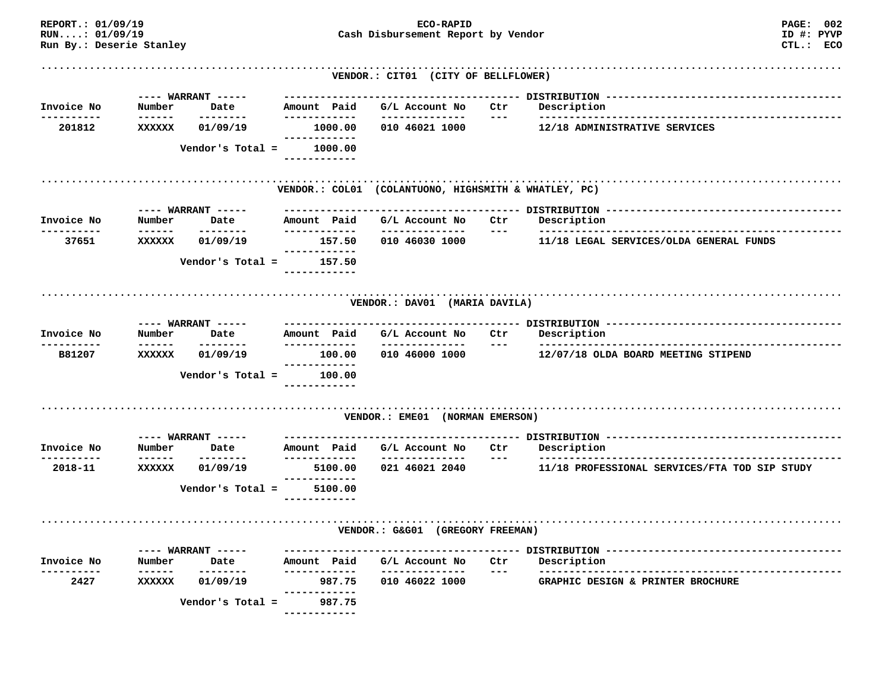REPORT.: 01/09/19
RUN....: 01/09/19
Run By.: Deserie Stanley

**ECO-RAPID**
**Cash Disbursement Report by Vendor**

ID #: PYVP
CTL.: ECO

### VENDOR.: CIT01 (CITY OF BELLFLOWER)

| Invoice No | Warrant Number | Warrant Date | Amount Paid | G/L Account No | Ctr | Description |
|---|---|---|---|---|---|---|
| 201812 | XXXXXX | 01/09/19 | 1000.00 | 010 46021 1000 | | 12/18 ADMINISTRATIVE SERVICES |
| | | Vendor's Total = | 1000.00 | | | |

### VENDOR.: COL01 (COLANTUONO, HIGHSMITH & WHATLEY, PC)

| Invoice No | Warrant Number | Warrant Date | Amount Paid | G/L Account No | Ctr | Description |
|---|---|---|---|---|---|---|
| 37651 | XXXXXX | 01/09/19 | 157.50 | 010 46030 1000 | | 11/18 LEGAL SERVICES/OLDA GENERAL FUNDS |
| | | Vendor's Total = | 157.50 | | | |

### VENDOR.: DAV01 (MARIA DAVILA)

| Invoice No | Warrant Number | Warrant Date | Amount Paid | G/L Account No | Ctr | Description |
|---|---|---|---|---|---|---|
| B81207 | XXXXXX | 01/09/19 | 100.00 | 010 46000 1000 | | 12/07/18 OLDA BOARD MEETING STIPEND |
| | | Vendor's Total = | 100.00 | | | |

### VENDOR.: EME01 (NORMAN EMERSON)

| Invoice No | Warrant Number | Warrant Date | Amount Paid | G/L Account No | Ctr | Description |
|---|---|---|---|---|---|---|
| 2018-11 | XXXXXX | 01/09/19 | 5100.00 | 021 46021 2040 | | 11/18 PROFESSIONAL SERVICES/FTA TOD SIP STUDY |
| | | Vendor's Total = | 5100.00 | | | |

### VENDOR.: G&G01 (GREGORY FREEMAN)

| Invoice No | Warrant Number | Warrant Date | Amount Paid | G/L Account No | Ctr | Description |
|---|---|---|---|---|---|---|
| 2427 | XXXXXX | 01/09/19 | 987.75 | 010 46022 1000 | | GRAPHIC DESIGN & PRINTER BROCHURE |
| | | Vendor's Total = | 987.75 | | | |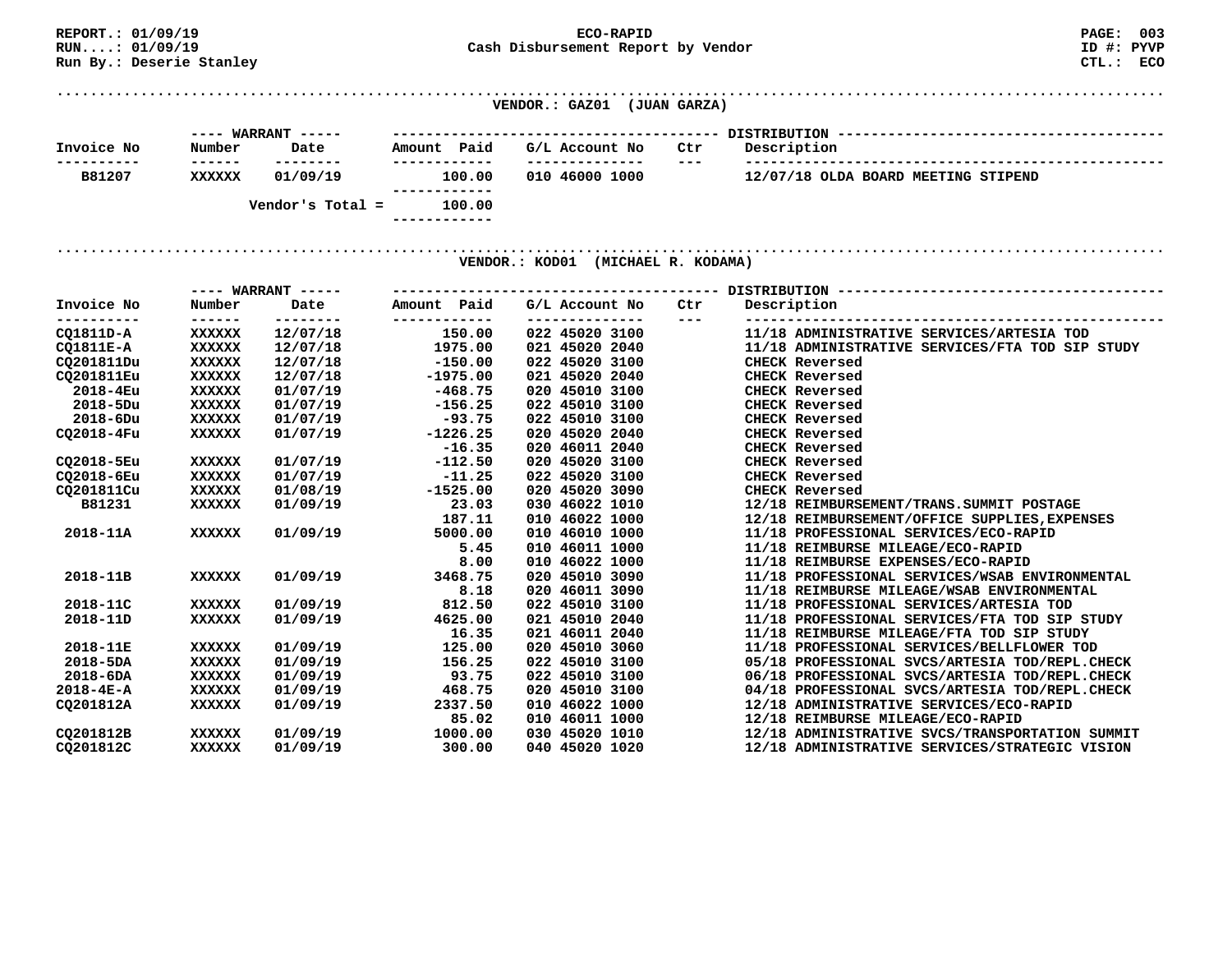REPORT.: 01/09/19 | ECO-RAPID | PAGE: 003
RUN....: 01/09/19 | Cash Disbursement Report by Vendor | ID #: PYVP
Run By.: Deserie Stanley | | CTL.: ECO

## VENDOR.: GAZ01 (JUAN GARZA)

| Invoice No | Warrant Number | Warrant Date | Amount Paid | G/L Account No | Ctr | Description |
|---|---|---|---|---|---|---|
| B81207 | XXXXXX | 01/09/19 | 100.00 | 010 46000 1000 | | 12/07/18 OLDA BOARD MEETING STIPEND |
| | | Vendor's Total = | 100.00 | | | |

## VENDOR.: KOD01 (MICHAEL R. KODAMA)

| Invoice No | Warrant Number | Warrant Date | Amount Paid | G/L Account No | Ctr | Description |
|---|---|---|---|---|---|---|
| CQ1811D-A | XXXXXX | 12/07/18 | 150.00 | 022 45020 3100 | | 11/18 ADMINISTRATIVE SERVICES/ARTESIA TOD |
| CQ1811E-A | XXXXXX | 12/07/18 | 1975.00 | 021 45020 2040 | | 11/18 ADMINISTRATIVE SERVICES/FTA TOD SIP STUDY |
| CQ201811Du | XXXXXX | 12/07/18 | -150.00 | 022 45020 3100 | | CHECK Reversed |
| CQ201811Eu | XXXXXX | 12/07/18 | -1975.00 | 021 45020 2040 | | CHECK Reversed |
| 2018-4Eu | XXXXXX | 01/07/19 | -468.75 | 020 45010 3100 | | CHECK Reversed |
| 2018-5Du | XXXXXX | 01/07/19 | -156.25 | 022 45010 3100 | | CHECK Reversed |
| 2018-6Du | XXXXXX | 01/07/19 | -93.75 | 022 45010 3100 | | CHECK Reversed |
| CQ2018-4Fu | XXXXXX | 01/07/19 | -1226.25 | 020 45020 2040 | | CHECK Reversed |
| | | | -16.35 | 020 46011 2040 | | CHECK Reversed |
| CQ2018-5Eu | XXXXXX | 01/07/19 | -112.50 | 020 45020 3100 | | CHECK Reversed |
| CQ2018-6Eu | XXXXXX | 01/07/19 | -11.25 | 022 45020 3100 | | CHECK Reversed |
| CQ201811Cu | XXXXXX | 01/08/19 | -1525.00 | 020 45020 3090 | | CHECK Reversed |
| B81231 | XXXXXX | 01/09/19 | 23.03 | 030 46022 1010 | | 12/18 REIMBURSEMENT/TRANS.SUMMIT POSTAGE |
| | | | 187.11 | 010 46022 1000 | | 12/18 REIMBURSEMENT/OFFICE SUPPLIES,EXPENSES |
| 2018-11A | XXXXXX | 01/09/19 | 5000.00 | 010 46010 1000 | | 11/18 PROFESSIONAL SERVICES/ECO-RAPID |
| | | | 5.45 | 010 46011 1000 | | 11/18 REIMBURSE MILEAGE/ECO-RAPID |
| | | | 8.00 | 010 46022 1000 | | 11/18 REIMBURSE EXPENSES/ECO-RAPID |
| 2018-11B | XXXXXX | 01/09/19 | 3468.75 | 020 45010 3090 | | 11/18 PROFESSIONAL SERVICES/WSAB ENVIRONMENTAL |
| | | | 8.18 | 020 46011 3090 | | 11/18 REIMBURSE MILEAGE/WSAB ENVIRONMENTAL |
| 2018-11C | XXXXXX | 01/09/19 | 812.50 | 022 45010 3100 | | 11/18 PROFESSIONAL SERVICES/ARTESIA TOD |
| 2018-11D | XXXXXX | 01/09/19 | 4625.00 | 021 45010 2040 | | 11/18 PROFESSIONAL SERVICES/FTA TOD SIP STUDY |
| | | | 16.35 | 021 46011 2040 | | 11/18 REIMBURSE MILEAGE/FTA TOD SIP STUDY |
| 2018-11E | XXXXXX | 01/09/19 | 125.00 | 020 45010 3060 | | 11/18 PROFESSIONAL SERVICES/BELLFLOWER TOD |
| 2018-5DA | XXXXXX | 01/09/19 | 156.25 | 022 45010 3100 | | 05/18 PROFESSIONAL SVCS/ARTESIA TOD/REPL.CHECK |
| 2018-6DA | XXXXXX | 01/09/19 | 93.75 | 022 45010 3100 | | 06/18 PROFESSIONAL SVCS/ARTESIA TOD/REPL.CHECK |
| 2018-4E-A | XXXXXX | 01/09/19 | 468.75 | 020 45010 3100 | | 04/18 PROFESSIONAL SVCS/ARTESIA TOD/REPL.CHECK |
| CQ201812A | XXXXXX | 01/09/19 | 2337.50 | 010 46022 1000 | | 12/18 ADMINISTRATIVE SERVICES/ECO-RAPID |
| | | | 85.02 | 010 46011 1000 | | 12/18 REIMBURSE MILEAGE/ECO-RAPID |
| CQ201812B | XXXXXX | 01/09/19 | 1000.00 | 030 45020 1010 | | 12/18 ADMINISTRATIVE SVCS/TRANSPORTATION SUMMIT |
| CQ201812C | XXXXXX | 01/09/19 | 300.00 | 040 45020 1020 | | 12/18 ADMINISTRATIVE SERVICES/STRATEGIC VISION |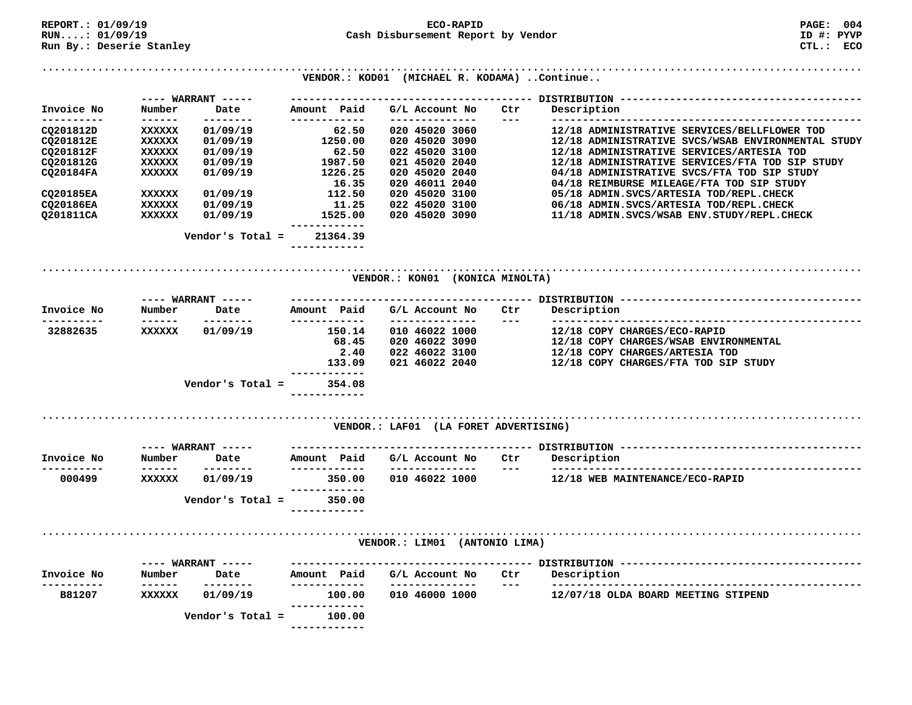REPORT.: 01/09/19
RUN....: 01/09/19
Run By.: Deserie Stanley

**ECO-RAPID**
**Cash Disbursement Report by Vendor**

PAGE: 004
ID #: PYVP
CTL.: ECO

## VENDOR.: KOD01 (MICHAEL R. KODAMA) ..Continue..

| Invoice No | Warrant Number | Warrant Date | Amount Paid | G/L Account No | Ctr | Description |
|---|---|---|---|---|---|---|
| CQ201812D | XXXXXX | 01/09/19 | 62.50 | 020 45020 3060 | | 12/18 ADMINISTRATIVE SERVICES/BELLFLOWER TOD |
| CQ201812E | XXXXXX | 01/09/19 | 1250.00 | 020 45020 3090 | | 12/18 ADMINISTRATIVE SVCS/WSAB ENVIRONMENTAL STUDY |
| CQ201812F | XXXXXX | 01/09/19 | 62.50 | 022 45020 3100 | | 12/18 ADMINISTRATIVE SERVICES/ARTESIA TOD |
| CQ201812G | XXXXXX | 01/09/19 | 1987.50 | 021 45020 2040 | | 12/18 ADMINISTRATIVE SERVICES/FTA TOD SIP STUDY |
| CQ20184FA | XXXXXX | 01/09/19 | 1226.25 | 020 45020 2040 | | 04/18 ADMINISTRATIVE SVCS/FTA TOD SIP STUDY |
| | | | 16.35 | 020 46011 2040 | | 04/18 REIMBURSE MILEAGE/FTA TOD SIP STUDY |
| CQ20185EA | XXXXXX | 01/09/19 | 112.50 | 020 45020 3100 | | 05/18 ADMIN.SVCS/ARTESIA TOD/REPL.CHECK |
| CQ20186EA | XXXXXX | 01/09/19 | 11.25 | 022 45020 3100 | | 06/18 ADMIN.SVCS/ARTESIA TOD/REPL.CHECK |
| Q201811CA | XXXXXX | 01/09/19 | 1525.00 | 020 45020 3090 | | 11/18 ADMIN.SVCS/WSAB ENV.STUDY/REPL.CHECK |
| | | Vendor's Total = | 21364.39 | | | |

## VENDOR.: KON01 (KONICA MINOLTA)

| Invoice No | Warrant Number | Warrant Date | Amount Paid | G/L Account No | Ctr | Description |
|---|---|---|---|---|---|---|
| 32882635 | XXXXXX | 01/09/19 | 150.14 | 010 46022 1000 | | 12/18 COPY CHARGES/ECO-RAPID |
| | | | 68.45 | 020 46022 3090 | | 12/18 COPY CHARGES/WSAB ENVIRONMENTAL |
| | | | 2.40 | 022 46022 3100 | | 12/18 COPY CHARGES/ARTESIA TOD |
| | | | 133.09 | 021 46022 2040 | | 12/18 COPY CHARGES/FTA TOD SIP STUDY |
| | | Vendor's Total = | 354.08 | | | |

## VENDOR.: LAF01 (LA FORET ADVERTISING)

| Invoice No | Warrant Number | Warrant Date | Amount Paid | G/L Account No | Ctr | Description |
|---|---|---|---|---|---|---|
| 000499 | XXXXXX | 01/09/19 | 350.00 | 010 46022 1000 | | 12/18 WEB MAINTENANCE/ECO-RAPID |
| | | Vendor's Total = | 350.00 | | | |

## VENDOR.: LIM01 (ANTONIO LIMA)

| Invoice No | Warrant Number | Warrant Date | Amount Paid | G/L Account No | Ctr | Description |
|---|---|---|---|---|---|---|
| B81207 | XXXXXX | 01/09/19 | 100.00 | 010 46000 1000 | | 12/07/18 OLDA BOARD MEETING STIPEND |
| | | Vendor's Total = | 100.00 | | | |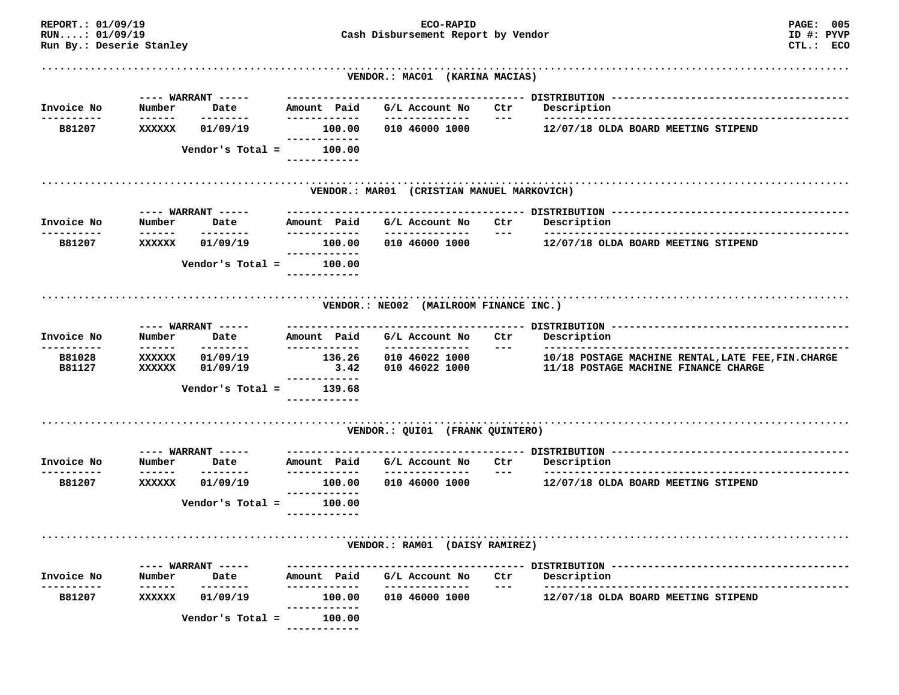REPORT.: 01/09/19
RUN....: 01/09/19
Run By.: Deserie Stanley

**ECO-RAPID**
**Cash Disbursement Report by Vendor**

PAGE: 005
ID #: PYVP
CTL.: ECO

### VENDOR.: MAC01 (KARINA MACIAS)

| Invoice No | WARRANT Number | WARRANT Date | Amount Paid | G/L Account No | Ctr | Description |
|---|---|---|---|---|---|---|
| B81207 | XXXXXX | 01/09/19 | 100.00 | 010 46000 1000 | | 12/07/18 OLDA BOARD MEETING STIPEND |
| | | Vendor's Total = | 100.00 | | | |

### VENDOR.: MAR01 (CRISTIAN MANUEL MARKOVICH)

| Invoice No | WARRANT Number | WARRANT Date | Amount Paid | G/L Account No | Ctr | Description |
|---|---|---|---|---|---|---|
| B81207 | XXXXXX | 01/09/19 | 100.00 | 010 46000 1000 | | 12/07/18 OLDA BOARD MEETING STIPEND |
| | | Vendor's Total = | 100.00 | | | |

### VENDOR.: NEO02 (MAILROOM FINANCE INC.)

| Invoice No | WARRANT Number | WARRANT Date | Amount Paid | G/L Account No | Ctr | Description |
|---|---|---|---|---|---|---|
| B81028 | XXXXXX | 01/09/19 | 136.26 | 010 46022 1000 | | 10/18 POSTAGE MACHINE RENTAL,LATE FEE,FIN.CHARGE |
| B81127 | XXXXXX | 01/09/19 | 3.42 | 010 46022 1000 | | 11/18 POSTAGE MACHINE FINANCE CHARGE |
| | | Vendor's Total = | 139.68 | | | |

### VENDOR.: QUI01 (FRANK QUINTERO)

| Invoice No | WARRANT Number | WARRANT Date | Amount Paid | G/L Account No | Ctr | Description |
|---|---|---|---|---|---|---|
| B81207 | XXXXXX | 01/09/19 | 100.00 | 010 46000 1000 | | 12/07/18 OLDA BOARD MEETING STIPEND |
| | | Vendor's Total = | 100.00 | | | |

### VENDOR.: RAM01 (DAISY RAMIREZ)

| Invoice No | WARRANT Number | WARRANT Date | Amount Paid | G/L Account No | Ctr | Description |
|---|---|---|---|---|---|---|
| B81207 | XXXXXX | 01/09/19 | 100.00 | 010 46000 1000 | | 12/07/18 OLDA BOARD MEETING STIPEND |
| | | Vendor's Total = | 100.00 | | | |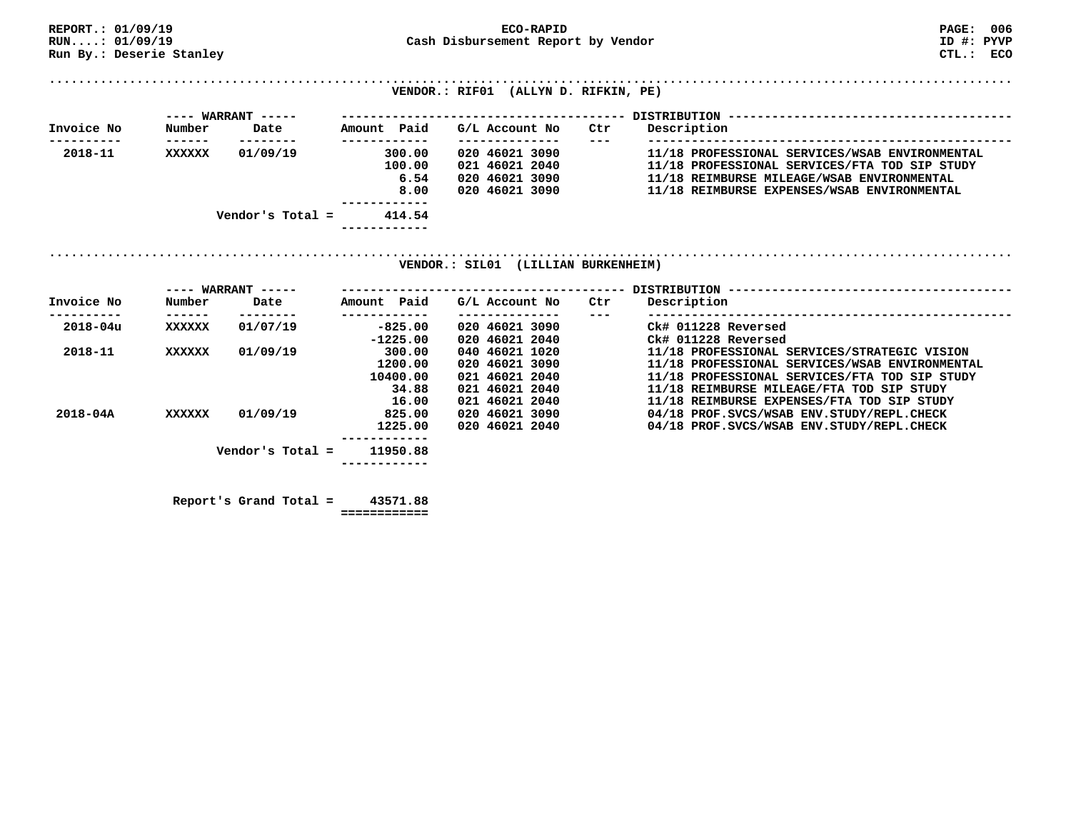REPORT.: 01/09/19
RUN....: 01/09/19
Run By.: Deserie Stanley

**ECO-RAPID**
**Cash Disbursement Report by Vendor**

PAGE: 006
ID #: PYVP
CTL.: ECO

**VENDOR.: RIF01 (ALLYN D. RIFKIN, PE)**

| Invoice No | Warrant Number | Warrant Date | Amount Paid | G/L Account No | Ctr | Description |
|---|---|---|---|---|---|---|
| 2018-11 | XXXXXX | 01/09/19 | 300.00 | 020 46021 3090 | | 11/18 PROFESSIONAL SERVICES/WSAB ENVIRONMENTAL |
| | | | 100.00 | 021 46021 2040 | | 11/18 PROFESSIONAL SERVICES/FTA TOD SIP STUDY |
| | | | 6.54 | 020 46021 3090 | | 11/18 REIMBURSE MILEAGE/WSAB ENVIRONMENTAL |
| | | | 8.00 | 020 46021 3090 | | 11/18 REIMBURSE EXPENSES/WSAB ENVIRONMENTAL |
| | | Vendor's Total = | 414.54 | | | |

**VENDOR.: SIL01 (LILLIAN BURKENHEIM)**

| Invoice No | Warrant Number | Warrant Date | Amount Paid | G/L Account No | Ctr | Description |
|---|---|---|---|---|---|---|
| 2018-04u | XXXXXX | 01/07/19 | -825.00 | 020 46021 3090 | | Ck# 011228 Reversed |
| | | | -1225.00 | 020 46021 2040 | | Ck# 011228 Reversed |
| 2018-11 | XXXXXX | 01/09/19 | 300.00 | 040 46021 1020 | | 11/18 PROFESSIONAL SERVICES/STRATEGIC VISION |
| | | | 1200.00 | 020 46021 3090 | | 11/18 PROFESSIONAL SERVICES/WSAB ENVIRONMENTAL |
| | | | 10400.00 | 021 46021 2040 | | 11/18 PROFESSIONAL SERVICES/FTA TOD SIP STUDY |
| | | | 34.88 | 021 46021 2040 | | 11/18 REIMBURSE MILEAGE/FTA TOD SIP STUDY |
| | | | 16.00 | 021 46021 2040 | | 11/18 REIMBURSE EXPENSES/FTA TOD SIP STUDY |
| 2018-04A | XXXXXX | 01/09/19 | 825.00 | 020 46021 3090 | | 04/18 PROF.SVCS/WSAB ENV.STUDY/REPL.CHECK |
| | | | 1225.00 | 020 46021 2040 | | 04/18 PROF.SVCS/WSAB ENV.STUDY/REPL.CHECK |
| | | Vendor's Total = | 11950.88 | | | |

**Report's Grand Total = 43571.88**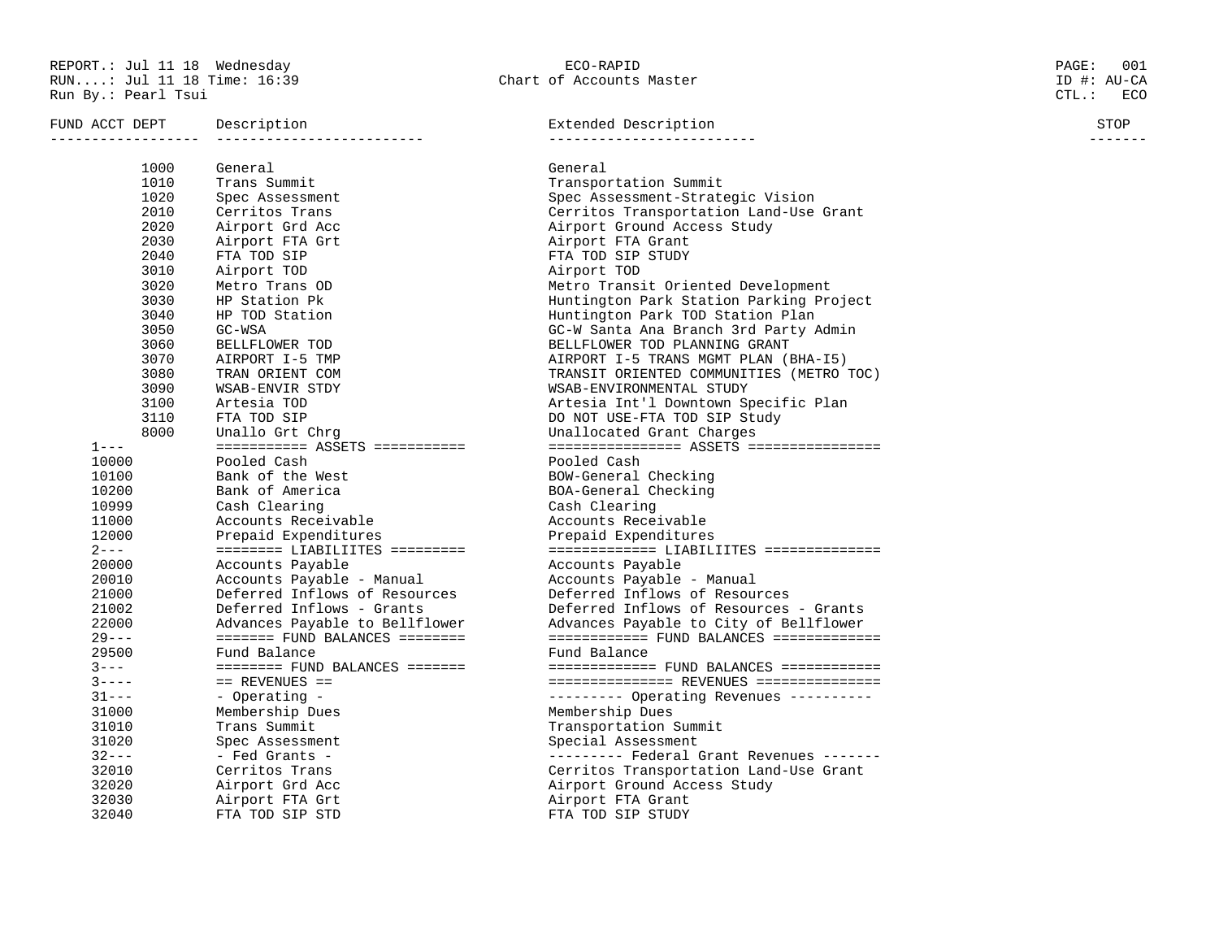REPORT.: Jul 11 18 Wednesday
RUN....: Jul 11 18 Time: 16:39
Run By.: Pearl Tsui

ECO-RAPID
Chart of Accounts Master

PAGE: 001
ID #: AU-CA
CTL.: ECO

| FUND ACCT DEPT | Description | Extended Description | STOP |
|---|---|---|---|
| 1000 | General | General | |
| 1010 | Trans Summit | Transportation Summit | |
| 1020 | Spec Assessment | Spec Assessment-Strategic Vision | |
| 2010 | Cerritos Trans | Cerritos Transportation Land-Use Grant | |
| 2020 | Airport Grd Acc | Airport Ground Access Study | |
| 2030 | Airport FTA Grt | Airport FTA Grant | |
| 2040 | FTA TOD SIP | FTA TOD SIP STUDY | |
| 3010 | Airport TOD | Airport TOD | |
| 3020 | Metro Trans OD | Metro Transit Oriented Development | |
| 3030 | HP Station Pk | Huntington Park Station Parking Project | |
| 3040 | HP TOD Station | Huntington Park TOD Station Plan | |
| 3050 | GC-WSA | GC-W Santa Ana Branch 3rd Party Admin | |
| 3060 | BELLFLOWER TOD | BELLFLOWER TOD PLANNING GRANT | |
| 3070 | AIRPORT I-5 TMP | AIRPORT I-5 TRANS MGMT PLAN (BHA-I5) | |
| 3080 | TRAN ORIENT COM | TRANSIT ORIENTED COMMUNITIES (METRO TOC) | |
| 3090 | WSAB-ENVIR STDY | WSAB-ENVIRONMENTAL STUDY | |
| 3100 | Artesia TOD | Artesia Int'l Downtown Specific Plan | |
| 3110 | FTA TOD SIP | DO NOT USE-FTA TOD SIP Study | |
| 8000 | Unallo Grt Chrg | Unallocated Grant Charges | |
| 1--- | =========== ASSETS =========== | ================ ASSETS ================ | |
| 10000 | Pooled Cash | Pooled Cash | |
| 10100 | Bank of the West | BOW-General Checking | |
| 10200 | Bank of America | BOA-General Checking | |
| 10999 | Cash Clearing | Cash Clearing | |
| 11000 | Accounts Receivable | Accounts Receivable | |
| 12000 | Prepaid Expenditures | Prepaid Expenditures | |
| 2--- | ======== LIABILIITES ========= | ============= LIABILIITES ============== | |
| 20000 | Accounts Payable | Accounts Payable | |
| 20010 | Accounts Payable - Manual | Accounts Payable - Manual | |
| 21000 | Deferred Inflows of Resources | Deferred Inflows of Resources | |
| 21002 | Deferred Inflows - Grants | Deferred Inflows of Resources - Grants | |
| 22000 | Advances Payable to Bellflower | Advances Payable to City of Bellflower | |
| 29--- | ======= FUND BALANCES ======== | ============ FUND BALANCES ============= | |
| 29500 | Fund Balance | Fund Balance | |
| 3--- | ========= FUND BALANCES ======= | ============ FUND BALANCES ============ | |
| 3---- | == REVENUES == | =============== REVENUES =============== | |
| 31--- | - Operating - | --------- Operating Revenues ---------- | |
| 31000 | Membership Dues | Membership Dues | |
| 31010 | Trans Summit | Transportation Summit | |
| 31020 | Spec Assessment | Special Assessment | |
| 32--- | - Fed Grants - | --------- Federal Grant Revenues ------- | |
| 32010 | Cerritos Trans | Cerritos Transportation Land-Use Grant | |
| 32020 | Airport Grd Acc | Airport Ground Access Study | |
| 32030 | Airport FTA Grt | Airport FTA Grant | |
| 32040 | FTA TOD SIP STD | FTA TOD SIP STUDY | |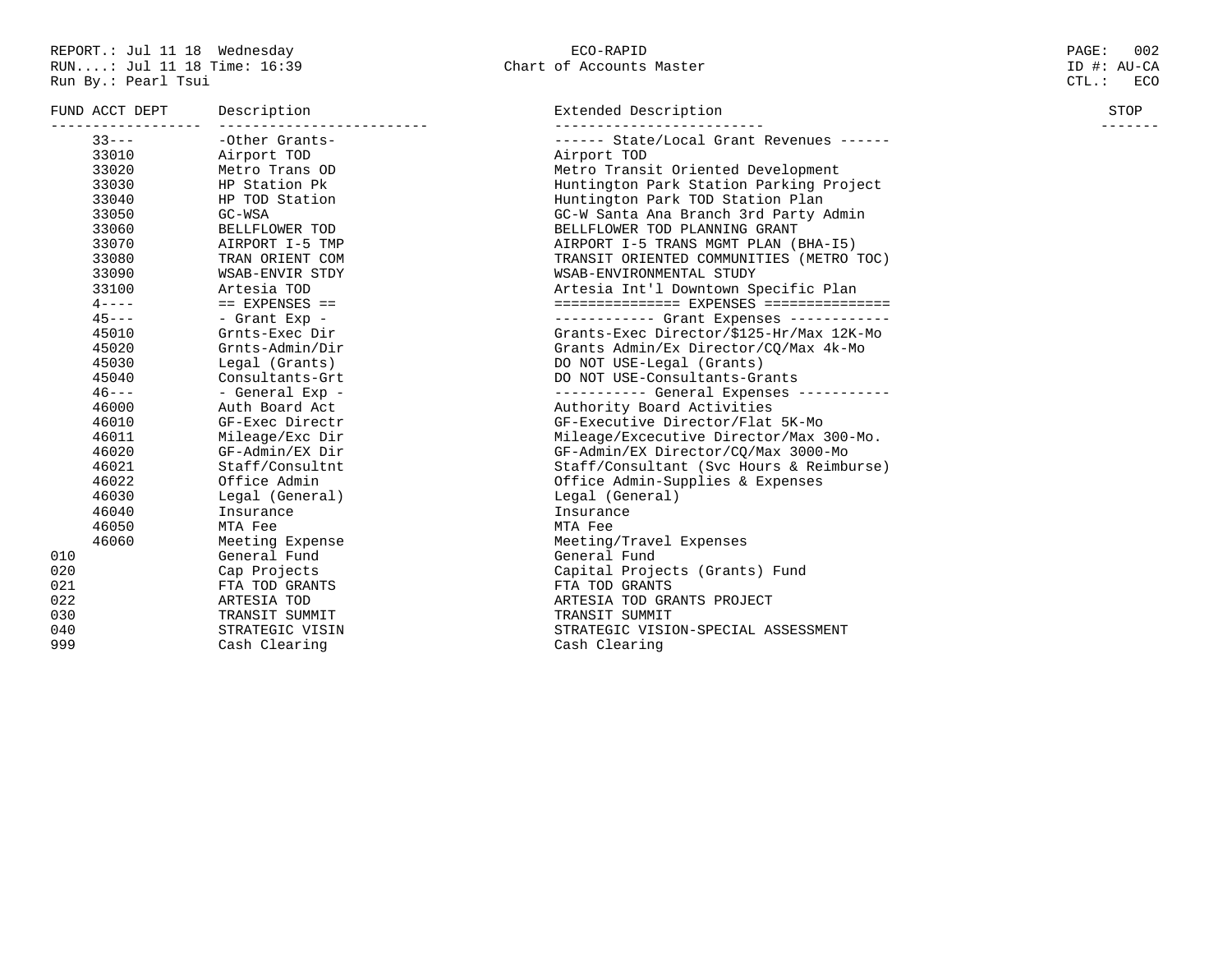REPORT.: Jul 11 18 Wednesday
RUN....: Jul 11 18 Time: 16:39
Run By.: Pearl Tsui

ECO-RAPID
Chart of Accounts Master

ID #: AU-CA
CTL.: ECO

| FUND | ACCT | DEPT | Description | Extended Description | STOP |
|---|---|---|---|---|---|
| | 33--- | | -Other Grants- | ------ State/Local Grant Revenues ------ | |
| | 33010 | | Airport TOD | Airport TOD | |
| | 33020 | | Metro Trans OD | Metro Transit Oriented Development | |
| | 33030 | | HP Station Pk | Huntington Park Station Parking Project | |
| | 33040 | | HP TOD Station | Huntington Park TOD Station Plan | |
| | 33050 | | GC-WSA | GC-W Santa Ana Branch 3rd Party Admin | |
| | 33060 | | BELLFLOWER TOD | BELLFLOWER TOD PLANNING GRANT | |
| | 33070 | | AIRPORT I-5 TMP | AIRPORT I-5 TRANS MGMT PLAN (BHA-I5) | |
| | 33080 | | TRAN ORIENT COM | TRANSIT ORIENTED COMMUNITIES (METRO TOC) | |
| | 33090 | | WSAB-ENVIR STDY | WSAB-ENVIRONMENTAL STUDY | |
| | 33100 | | Artesia TOD | Artesia Int'l Downtown Specific Plan | |
| | 4---- | | == EXPENSES == | ============== EXPENSES ============== | |
| | 45--- | | - Grant Exp - | ------------ Grant Expenses ------------ | |
| | 45010 | | Grnts-Exec Dir | Grants-Exec Director/$125-Hr/Max 12K-Mo | |
| | 45020 | | Grnts-Admin/Dir | Grants Admin/Ex Director/CQ/Max 4k-Mo | |
| | 45030 | | Legal (Grants) | DO NOT USE-Legal (Grants) | |
| | 45040 | | Consultants-Grt | DO NOT USE-Consultants-Grants | |
| | 46--- | | - General Exp - | ----------- General Expenses ----------- | |
| | 46000 | | Auth Board Act | Authority Board Activities | |
| | 46010 | | GF-Exec Directr | GF-Executive Director/Flat 5K-Mo | |
| | 46011 | | Mileage/Exc Dir | Mileage/Excecutive Director/Max 300-Mo. | |
| | 46020 | | GF-Admin/EX Dir | GF-Admin/EX Director/CQ/Max 3000-Mo | |
| | 46021 | | Staff/Consultnt | Staff/Consultant (Svc Hours & Reimburse) | |
| | 46022 | | Office Admin | Office Admin-Supplies & Expenses | |
| | 46030 | | Legal (General) | Legal (General) | |
| | 46040 | | Insurance | Insurance | |
| | 46050 | | MTA Fee | MTA Fee | |
| | 46060 | | Meeting Expense | Meeting/Travel Expenses | |
| 010 | | | General Fund | General Fund | |
| 020 | | | Cap Projects | Capital Projects (Grants) Fund | |
| 021 | | | FTA TOD GRANTS | FTA TOD GRANTS | |
| 022 | | | ARTESIA TOD | ARTESIA TOD GRANTS PROJECT | |
| 030 | | | TRANSIT SUMMIT | TRANSIT SUMMIT | |
| 040 | | | STRATEGIC VISIN | STRATEGIC VISION-SPECIAL ASSESSMENT | |
| 999 | | | Cash Clearing | Cash Clearing | |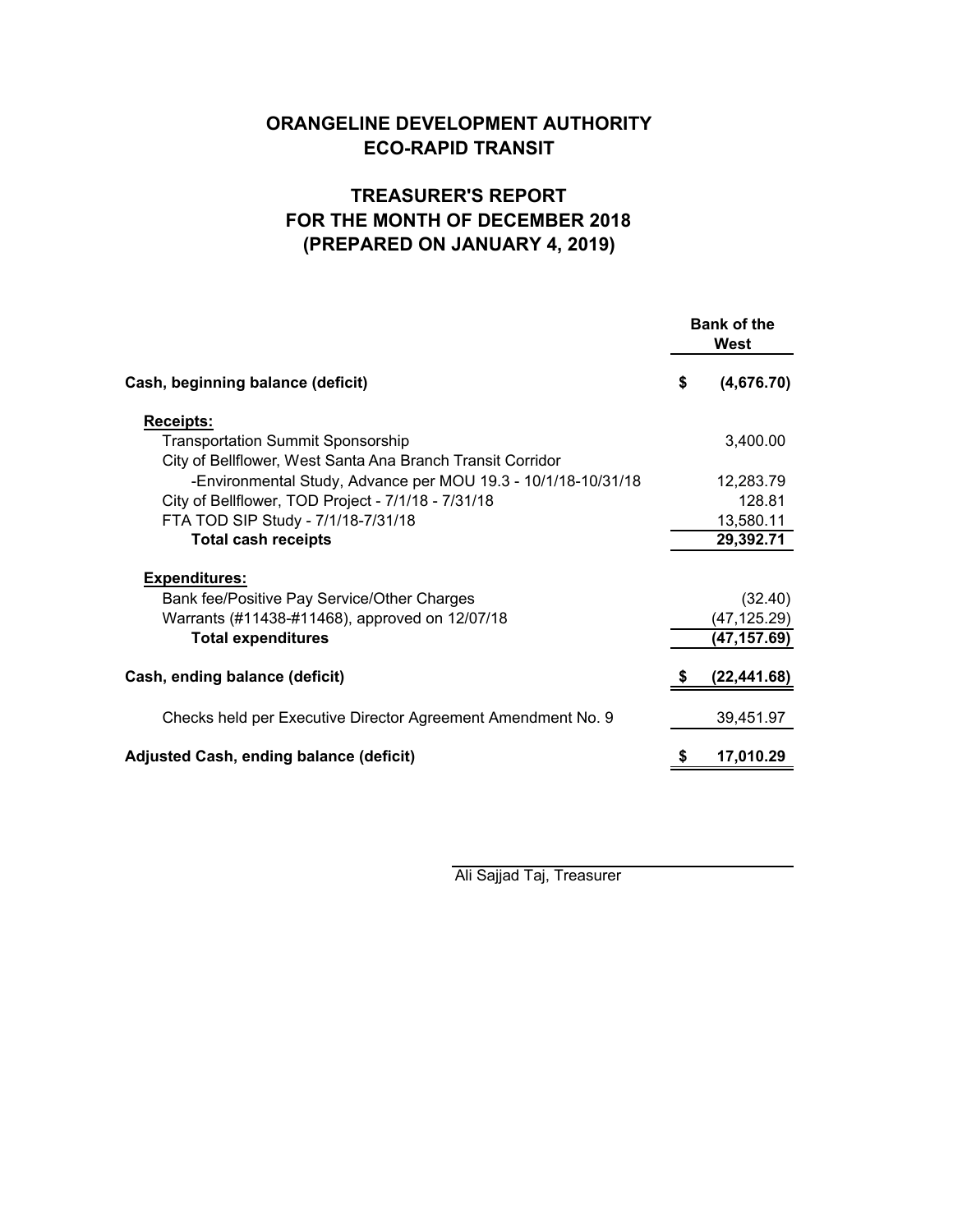# ORANGELINE DEVELOPMENT AUTHORITY
# ECO-RAPID TRANSIT

## TREASURER'S REPORT
## FOR THE MONTH OF DECEMBER 2018
## (PREPARED ON JANUARY 4, 2019)

| | Bank of the West |
|---|---|
| **Cash, beginning balance (deficit)** | $ (4,676.70) |
| **Receipts:** | |
| Transportation Summit Sponsorship | 3,400.00 |
| City of Bellflower, West Santa Ana Branch Transit Corridor -Environmental Study, Advance per MOU 19.3 - 10/1/18-10/31/18 | 12,283.79 |
| City of Bellflower, TOD Project - 7/1/18 - 7/31/18 | 128.81 |
| FTA TOD SIP Study - 7/1/18-7/31/18 | 13,580.11 |
| **Total cash receipts** | **29,392.71** |
| **Expenditures:** | |
| Bank fee/Positive Pay Service/Other Charges | (32.40) |
| Warrants (#11438-#11468), approved on 12/07/18 | (47,125.29) |
| **Total expenditures** | **(47,157.69)** |
| **Cash, ending balance (deficit)** | **$ (22,441.68)** |
| Checks held per Executive Director Agreement Amendment No. 9 | 39,451.97 |
| **Adjusted Cash, ending balance (deficit)** | **$ 17,010.29** |

Ali Sajjad Taj, Treasurer